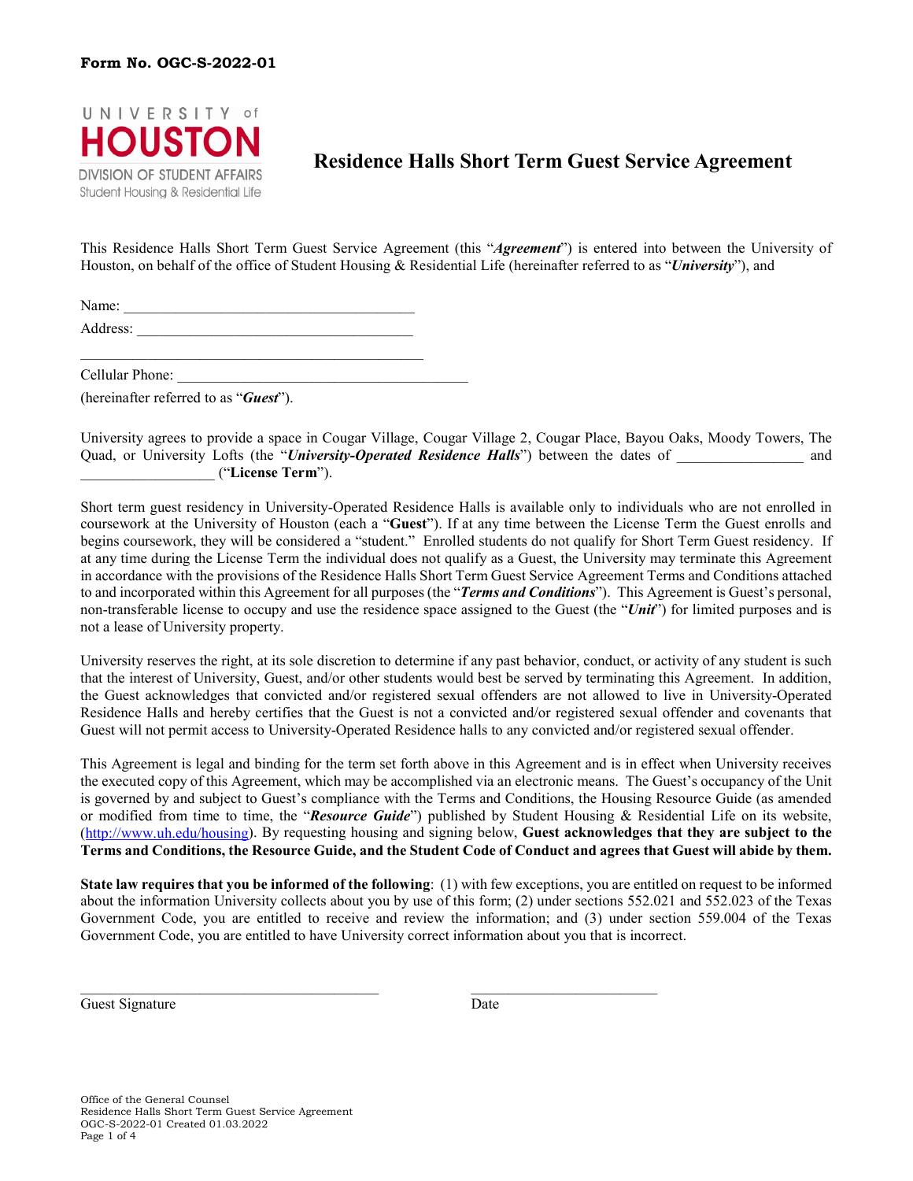**Form No. OGC-S-2022-01**

UNIVERSITY of HOUSTON
DIVISION OF STUDENT AFFAIRS
Student Housing & Residential Life

# Residence Halls Short Term Guest Service Agreement

This Residence Halls Short Term Guest Service Agreement (this "***Agreement***") is entered into between the University of Houston, on behalf of the office of Student Housing & Residential Life (hereinafter referred to as "***University***"), and

Name: ______________________________________

Address: ____________________________________

_____________________________________________

Cellular Phone: ________________________________________

(hereinafter referred to as "***Guest***").

University agrees to provide a space in Cougar Village, Cougar Village 2, Cougar Place, Bayou Oaks, Moody Towers, The Quad, or University Lofts (the "***University-Operated Residence Halls***") between the dates of ________________ and __________________ ("**License Term**").

Short term guest residency in University-Operated Residence Halls is available only to individuals who are not enrolled in coursework at the University of Houston (each a "**Guest**"). If at any time between the License Term the Guest enrolls and begins coursework, they will be considered a "student." Enrolled students do not qualify for Short Term Guest residency. If at any time during the License Term the individual does not qualify as a Guest, the University may terminate this Agreement in accordance with the provisions of the Residence Halls Short Term Guest Service Agreement Terms and Conditions attached to and incorporated within this Agreement for all purposes (the "***Terms and Conditions***"). This Agreement is Guest's personal, non-transferable license to occupy and use the residence space assigned to the Guest (the "***Unit***") for limited purposes and is not a lease of University property.

University reserves the right, at its sole discretion to determine if any past behavior, conduct, or activity of any student is such that the interest of University, Guest, and/or other students would best be served by terminating this Agreement. In addition, the Guest acknowledges that convicted and/or registered sexual offenders are not allowed to live in University-Operated Residence Halls and hereby certifies that the Guest is not a convicted and/or registered sexual offender and covenants that Guest will not permit access to University-Operated Residence halls to any convicted and/or registered sexual offender.

This Agreement is legal and binding for the term set forth above in this Agreement and is in effect when University receives the executed copy of this Agreement, which may be accomplished via an electronic means. The Guest's occupancy of the Unit is governed by and subject to Guest's compliance with the Terms and Conditions, the Housing Resource Guide (as amended or modified from time to time, the "***Resource Guide***") published by Student Housing & Residential Life on its website, (http://www.uh.edu/housing). By requesting housing and signing below, **Guest acknowledges that they are subject to the Terms and Conditions, the Resource Guide, and the Student Code of Conduct and agrees that Guest will abide by them.**

**State law requires that you be informed of the following**: (1) with few exceptions, you are entitled on request to be informed about the information University collects about you by use of this form; (2) under sections 552.021 and 552.023 of the Texas Government Code, you are entitled to receive and review the information; and (3) under section 559.004 of the Texas Government Code, you are entitled to have University correct information about you that is incorrect.

________________________________________ ________________________

Guest Signature Date

Office of the General Counsel
Residence Halls Short Term Guest Service Agreement
OGC-S-2022-01 Created 01.03.2022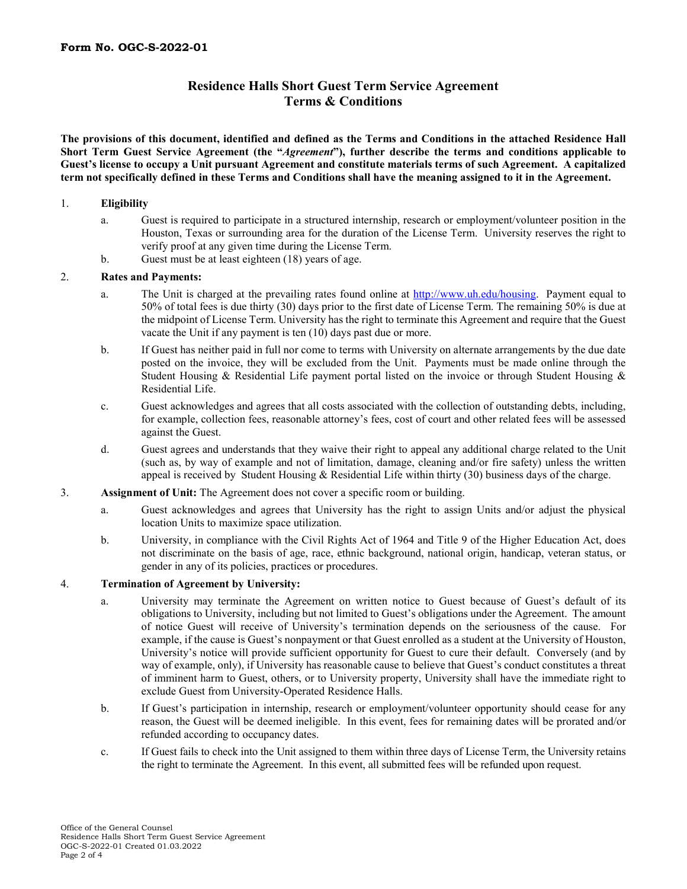**Form No. OGC-S-2022-01**

# Residence Halls Short Guest Term Service Agreement
# Terms & Conditions

**The provisions of this document, identified and defined as the Terms and Conditions in the attached Residence Hall Short Term Guest Service Agreement (the "*Agreement*"), further describe the terms and conditions applicable to Guest's license to occupy a Unit pursuant Agreement and constitute materials terms of such Agreement. A capitalized term not specifically defined in these Terms and Conditions shall have the meaning assigned to it in the Agreement.**

1. **Eligibility**
   a. Guest is required to participate in a structured internship, research or employment/volunteer position in the Houston, Texas or surrounding area for the duration of the License Term. University reserves the right to verify proof at any given time during the License Term.
   b. Guest must be at least eighteen (18) years of age.

2. **Rates and Payments:**
   a. The Unit is charged at the prevailing rates found online at http://www.uh.edu/housing. Payment equal to 50% of total fees is due thirty (30) days prior to the first date of License Term. The remaining 50% is due at the midpoint of License Term. University has the right to terminate this Agreement and require that the Guest vacate the Unit if any payment is ten (10) days past due or more.
   b. If Guest has neither paid in full nor come to terms with University on alternate arrangements by the due date posted on the invoice, they will be excluded from the Unit. Payments must be made online through the Student Housing & Residential Life payment portal listed on the invoice or through Student Housing & Residential Life.
   c. Guest acknowledges and agrees that all costs associated with the collection of outstanding debts, including, for example, collection fees, reasonable attorney's fees, cost of court and other related fees will be assessed against the Guest.
   d. Guest agrees and understands that they waive their right to appeal any additional charge related to the Unit (such as, by way of example and not of limitation, damage, cleaning and/or fire safety) unless the written appeal is received by Student Housing & Residential Life within thirty (30) business days of the charge.

3. **Assignment of Unit:** The Agreement does not cover a specific room or building.
   a. Guest acknowledges and agrees that University has the right to assign Units and/or adjust the physical location Units to maximize space utilization.
   b. University, in compliance with the Civil Rights Act of 1964 and Title 9 of the Higher Education Act, does not discriminate on the basis of age, race, ethnic background, national origin, handicap, veteran status, or gender in any of its policies, practices or procedures.

4. **Termination of Agreement by University:**
   a. University may terminate the Agreement on written notice to Guest because of Guest's default of its obligations to University, including but not limited to Guest's obligations under the Agreement. The amount of notice Guest will receive of University's termination depends on the seriousness of the cause. For example, if the cause is Guest's nonpayment or that Guest enrolled as a student at the University of Houston, University's notice will provide sufficient opportunity for Guest to cure their default. Conversely (and by way of example, only), if University has reasonable cause to believe that Guest's conduct constitutes a threat of imminent harm to Guest, others, or to University property, University shall have the immediate right to exclude Guest from University-Operated Residence Halls.
   b. If Guest's participation in internship, research or employment/volunteer opportunity should cease for any reason, the Guest will be deemed ineligible. In this event, fees for remaining dates will be prorated and/or refunded according to occupancy dates.
   c. If Guest fails to check into the Unit assigned to them within three days of License Term, the University retains the right to terminate the Agreement. In this event, all submitted fees will be refunded upon request.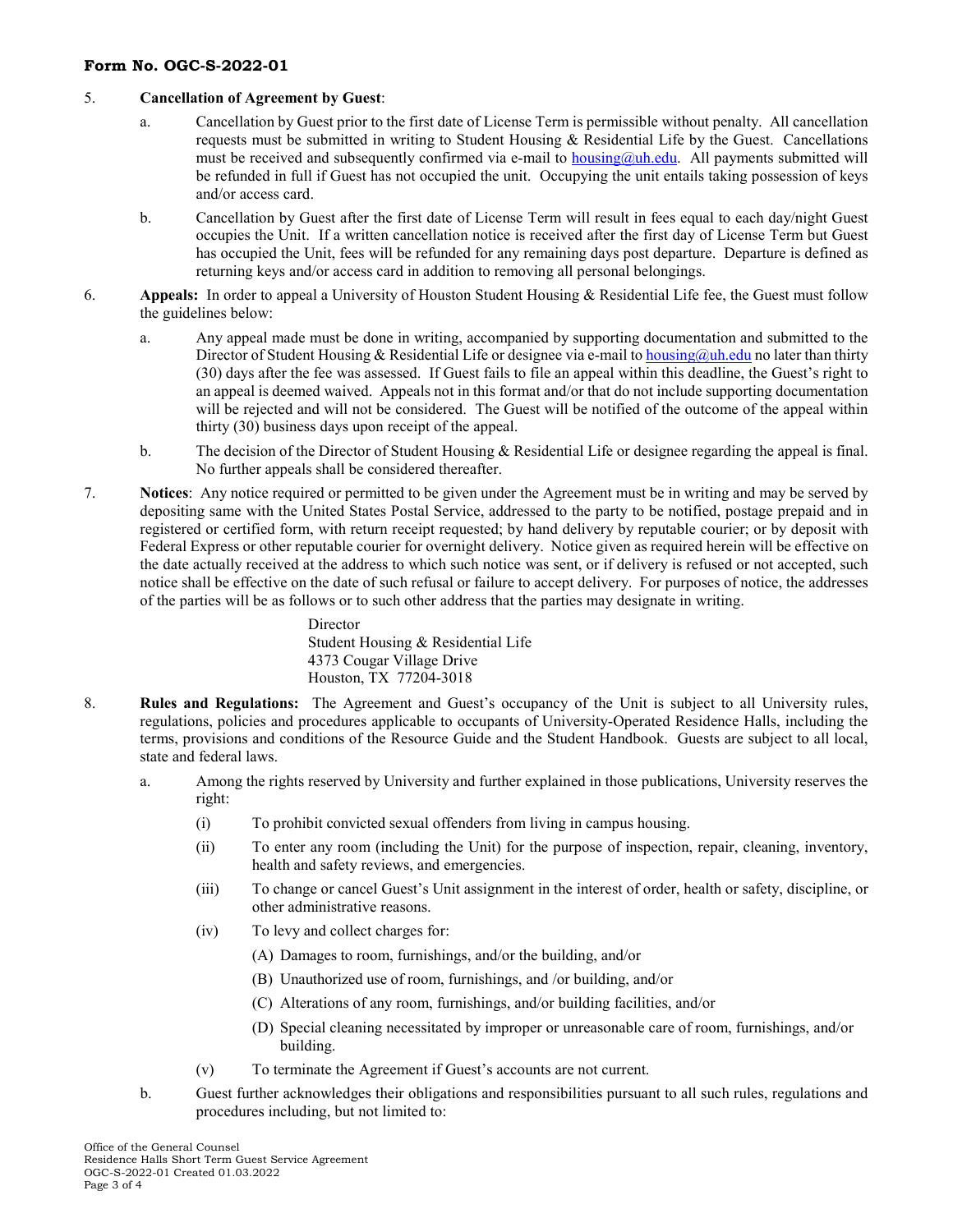5. **Cancellation of Agreement by Guest**:

   a. Cancellation by Guest prior to the first date of License Term is permissible without penalty. All cancellation requests must be submitted in writing to Student Housing & Residential Life by the Guest. Cancellations must be received and subsequently confirmed via e-mail to housing@uh.edu. All payments submitted will be refunded in full if Guest has not occupied the unit. Occupying the unit entails taking possession of keys and/or access card.

   b. Cancellation by Guest after the first date of License Term will result in fees equal to each day/night Guest occupies the Unit. If a written cancellation notice is received after the first day of License Term but Guest has occupied the Unit, fees will be refunded for any remaining days post departure. Departure is defined as returning keys and/or access card in addition to removing all personal belongings.

6. **Appeals:** In order to appeal a University of Houston Student Housing & Residential Life fee, the Guest must follow the guidelines below:

   a. Any appeal made must be done in writing, accompanied by supporting documentation and submitted to the Director of Student Housing & Residential Life or designee via e-mail to housing@uh.edu no later than thirty (30) days after the fee was assessed. If Guest fails to file an appeal within this deadline, the Guest's right to an appeal is deemed waived. Appeals not in this format and/or that do not include supporting documentation will be rejected and will not be considered. The Guest will be notified of the outcome of the appeal within thirty (30) business days upon receipt of the appeal.

   b. The decision of the Director of Student Housing & Residential Life or designee regarding the appeal is final. No further appeals shall be considered thereafter.

7. **Notices**: Any notice required or permitted to be given under the Agreement must be in writing and may be served by depositing same with the United States Postal Service, addressed to the party to be notified, postage prepaid and in registered or certified form, with return receipt requested; by hand delivery by reputable courier; or by deposit with Federal Express or other reputable courier for overnight delivery. Notice given as required herein will be effective on the date actually received at the address to which such notice was sent, or if delivery is refused or not accepted, such notice shall be effective on the date of such refusal or failure to accept delivery. For purposes of notice, the addresses of the parties will be as follows or to such other address that the parties may designate in writing.

   Director
   Student Housing & Residential Life
   4373 Cougar Village Drive
   Houston, TX 77204-3018

8. **Rules and Regulations:** The Agreement and Guest's occupancy of the Unit is subject to all University rules, regulations, policies and procedures applicable to occupants of University-Operated Residence Halls, including the terms, provisions and conditions of the Resource Guide and the Student Handbook. Guests are subject to all local, state and federal laws.

   a. Among the rights reserved by University and further explained in those publications, University reserves the right:

      (i) To prohibit convicted sexual offenders from living in campus housing.

      (ii) To enter any room (including the Unit) for the purpose of inspection, repair, cleaning, inventory, health and safety reviews, and emergencies.

      (iii) To change or cancel Guest's Unit assignment in the interest of order, health or safety, discipline, or other administrative reasons.

      (iv) To levy and collect charges for:

         (A) Damages to room, furnishings, and/or the building, and/or

         (B) Unauthorized use of room, furnishings, and /or building, and/or

         (C) Alterations of any room, furnishings, and/or building facilities, and/or

         (D) Special cleaning necessitated by improper or unreasonable care of room, furnishings, and/or building.

      (v) To terminate the Agreement if Guest's accounts are not current.

   b. Guest further acknowledges their obligations and responsibilities pursuant to all such rules, regulations and procedures including, but not limited to: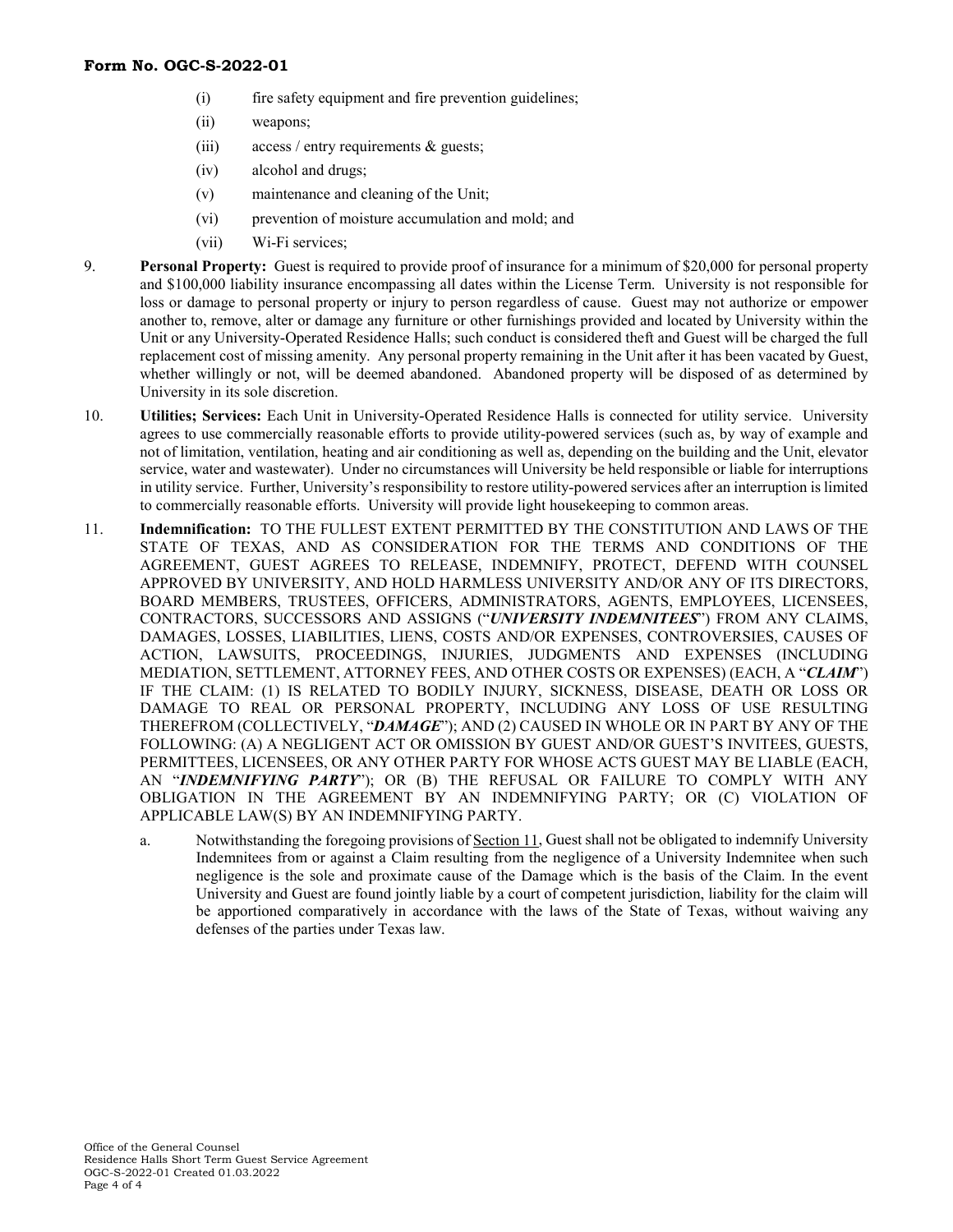(i) fire safety equipment and fire prevention guidelines;

(ii) weapons;

(iii) access / entry requirements & guests;

(iv) alcohol and drugs;

(v) maintenance and cleaning of the Unit;

(vi) prevention of moisture accumulation and mold; and

(vii) Wi-Fi services;

9. **Personal Property:** Guest is required to provide proof of insurance for a minimum of $20,000 for personal property and $100,000 liability insurance encompassing all dates within the License Term. University is not responsible for loss or damage to personal property or injury to person regardless of cause. Guest may not authorize or empower another to, remove, alter or damage any furniture or other furnishings provided and located by University within the Unit or any University-Operated Residence Halls; such conduct is considered theft and Guest will be charged the full replacement cost of missing amenity. Any personal property remaining in the Unit after it has been vacated by Guest, whether willingly or not, will be deemed abandoned. Abandoned property will be disposed of as determined by University in its sole discretion.

10. **Utilities; Services:** Each Unit in University-Operated Residence Halls is connected for utility service. University agrees to use commercially reasonable efforts to provide utility-powered services (such as, by way of example and not of limitation, ventilation, heating and air conditioning as well as, depending on the building and the Unit, elevator service, water and wastewater). Under no circumstances will University be held responsible or liable for interruptions in utility service. Further, University's responsibility to restore utility-powered services after an interruption is limited to commercially reasonable efforts. University will provide light housekeeping to common areas.

11. **Indemnification:** TO THE FULLEST EXTENT PERMITTED BY THE CONSTITUTION AND LAWS OF THE STATE OF TEXAS, AND AS CONSIDERATION FOR THE TERMS AND CONDITIONS OF THE AGREEMENT, GUEST AGREES TO RELEASE, INDEMNIFY, PROTECT, DEFEND WITH COUNSEL APPROVED BY UNIVERSITY, AND HOLD HARMLESS UNIVERSITY AND/OR ANY OF ITS DIRECTORS, BOARD MEMBERS, TRUSTEES, OFFICERS, ADMINISTRATORS, AGENTS, EMPLOYEES, LICENSEES, CONTRACTORS, SUCCESSORS AND ASSIGNS ("***UNIVERSITY INDEMNITEES***") FROM ANY CLAIMS, DAMAGES, LOSSES, LIABILITIES, LIENS, COSTS AND/OR EXPENSES, CONTROVERSIES, CAUSES OF ACTION, LAWSUITS, PROCEEDINGS, INJURIES, JUDGMENTS AND EXPENSES (INCLUDING MEDIATION, SETTLEMENT, ATTORNEY FEES, AND OTHER COSTS OR EXPENSES) (EACH, A "***CLAIM***") IF THE CLAIM: (1) IS RELATED TO BODILY INJURY, SICKNESS, DISEASE, DEATH OR LOSS OR DAMAGE TO REAL OR PERSONAL PROPERTY, INCLUDING ANY LOSS OF USE RESULTING THEREFROM (COLLECTIVELY, "***DAMAGE***"); AND (2) CAUSED IN WHOLE OR IN PART BY ANY OF THE FOLLOWING: (A) A NEGLIGENT ACT OR OMISSION BY GUEST AND/OR GUEST'S INVITEES, GUESTS, PERMITTEES, LICENSEES, OR ANY OTHER PARTY FOR WHOSE ACTS GUEST MAY BE LIABLE (EACH, AN "***INDEMNIFYING PARTY***"); OR (B) THE REFUSAL OR FAILURE TO COMPLY WITH ANY OBLIGATION IN THE AGREEMENT BY AN INDEMNIFYING PARTY; OR (C) VIOLATION OF APPLICABLE LAW(S) BY AN INDEMNIFYING PARTY.

    a. Notwithstanding the foregoing provisions of Section 11, Guest shall not be obligated to indemnify University Indemnitees from or against a Claim resulting from the negligence of a University Indemnitee when such negligence is the sole and proximate cause of the Damage which is the basis of the Claim. In the event University and Guest are found jointly liable by a court of competent jurisdiction, liability for the claim will be apportioned comparatively in accordance with the laws of the State of Texas, without waiving any defenses of the parties under Texas law.